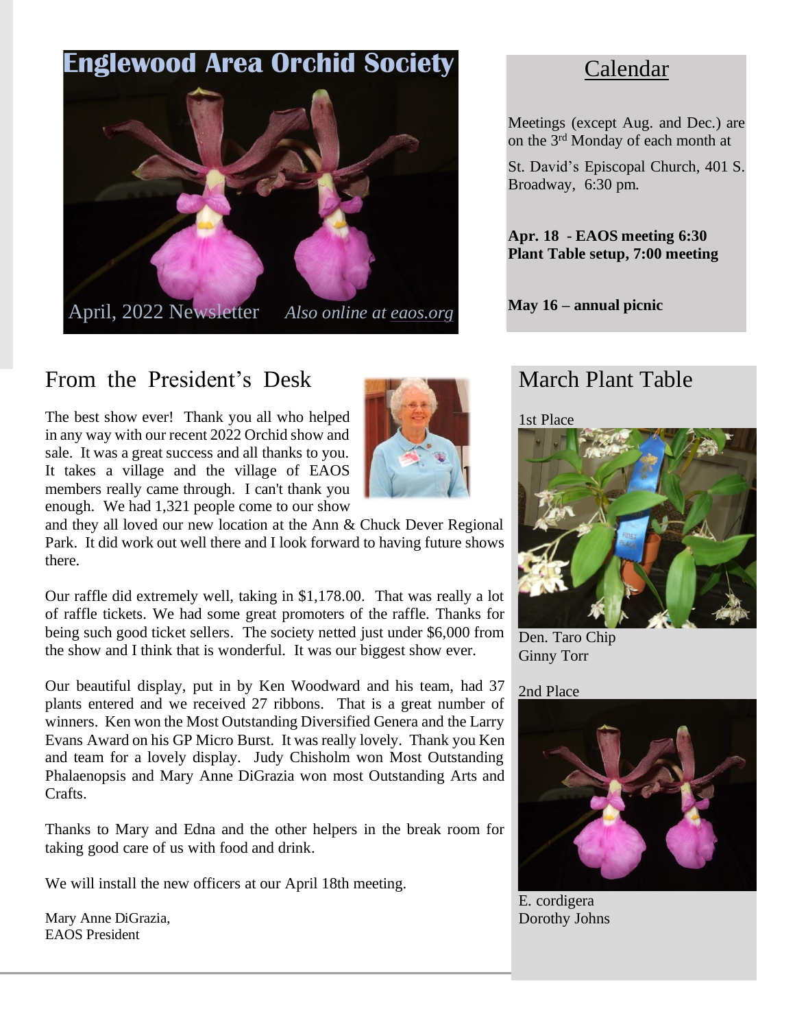# Englewood Area Orchid Society

April, 2022 Newsletter *Also online at eaos.org*

## Calendar

Meetings (except Aug. and Dec.) are on the 3rd Monday of each month at

St. David's Episcopal Church, 401 S. Broadway, 6:30 pm.

**Apr. 18 - EAOS meeting 6:30 Plant Table setup, 7:00 meeting**

**May 16 – annual picnic**

## From the President's Desk

The best show ever! Thank you all who helped in any way with our recent 2022 Orchid show and sale. It was a great success and all thanks to you. It takes a village and the village of EAOS members really came through. I can't thank you enough. We had 1,321 people come to our show and they all loved our new location at the Ann & Chuck Dever Regional Park. It did work out well there and I look forward to having future shows there.

Our raffle did extremely well, taking in $1,178.00. That was really a lot of raffle tickets. We had some great promoters of the raffle. Thanks for being such good ticket sellers. The society netted just under $6,000 from the show and I think that is wonderful. It was our biggest show ever.

Our beautiful display, put in by Ken Woodward and his team, had 37 plants entered and we received 27 ribbons. That is a great number of winners. Ken won the Most Outstanding Diversified Genera and the Larry Evans Award on his GP Micro Burst. It was really lovely. Thank you Ken and team for a lovely display. Judy Chisholm won Most Outstanding Phalaenopsis and Mary Anne DiGrazia won most Outstanding Arts and Crafts.

Thanks to Mary and Edna and the other helpers in the break room for taking good care of us with food and drink.

We will install the new officers at our April 18th meeting.

Mary Anne DiGrazia,
EAOS President

## March Plant Table

1st Place

Den. Taro Chip
Ginny Torr

2nd Place

E. cordigera
Dorothy Johns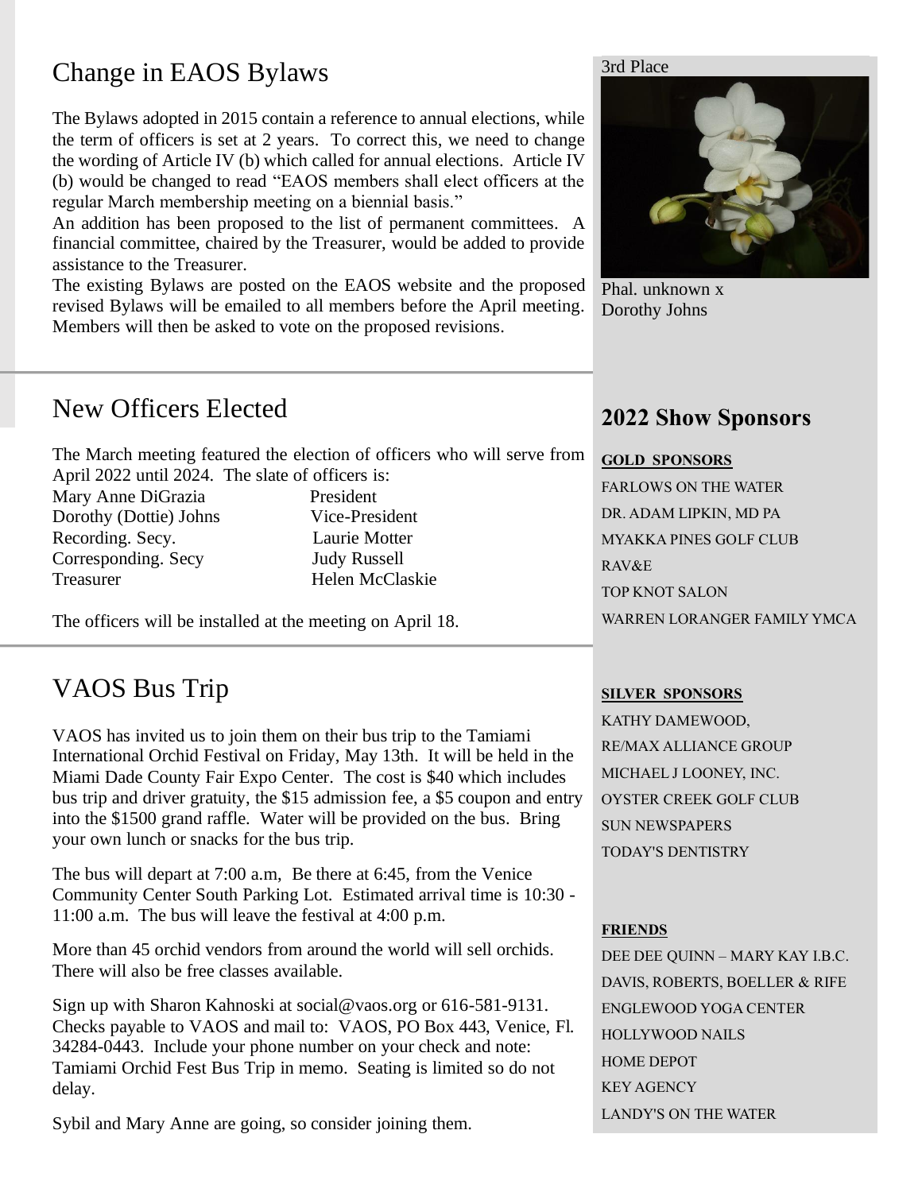## Change in EAOS Bylaws

The Bylaws adopted in 2015 contain a reference to annual elections, while the term of officers is set at 2 years. To correct this, we need to change the wording of Article IV (b) which called for annual elections. Article IV (b) would be changed to read "EAOS members shall elect officers at the regular March membership meeting on a biennial basis."

An addition has been proposed to the list of permanent committees. A financial committee, chaired by the Treasurer, would be added to provide assistance to the Treasurer.

The existing Bylaws are posted on the EAOS website and the proposed revised Bylaws will be emailed to all members before the April meeting. Members will then be asked to vote on the proposed revisions.

3rd Place

Phal. unknown x Dorothy Johns

## New Officers Elected

The March meeting featured the election of officers who will serve from April 2022 until 2024. The slate of officers is:

| | |
|---|---|
| Mary Anne DiGrazia | President |
| Dorothy (Dottie) Johns | Vice-President |
| Recording. Secy. | Laurie Motter |
| Corresponding. Secy | Judy Russell |
| Treasurer | Helen McClaskie |

The officers will be installed at the meeting on April 18.

## VAOS Bus Trip

VAOS has invited us to join them on their bus trip to the Tamiami International Orchid Festival on Friday, May 13th. It will be held in the Miami Dade County Fair Expo Center. The cost is $40 which includes bus trip and driver gratuity, the $15 admission fee, a $5 coupon and entry into the $1500 grand raffle. Water will be provided on the bus. Bring your own lunch or snacks for the bus trip.

The bus will depart at 7:00 a.m, Be there at 6:45, from the Venice Community Center South Parking Lot. Estimated arrival time is 10:30 - 11:00 a.m. The bus will leave the festival at 4:00 p.m.

More than 45 orchid vendors from around the world will sell orchids. There will also be free classes available.

Sign up with Sharon Kahnoski at social@vaos.org or 616-581-9131. Checks payable to VAOS and mail to: VAOS, PO Box 443, Venice, Fl. 34284-0443. Include your phone number on your check and note: Tamiami Orchid Fest Bus Trip in memo. Seating is limited so do not delay.

Sybil and Mary Anne are going, so consider joining them.

## 2022 Show Sponsors

**GOLD SPONSORS**

FARLOWS ON THE WATER
DR. ADAM LIPKIN, MD PA
MYAKKA PINES GOLF CLUB
RAV&E
TOP KNOT SALON
WARREN LORANGER FAMILY YMCA

**SILVER SPONSORS**

KATHY DAMEWOOD,
RE/MAX ALLIANCE GROUP
MICHAEL J LOONEY, INC.
OYSTER CREEK GOLF CLUB
SUN NEWSPAPERS
TODAY'S DENTISTRY

**FRIENDS**

DEE DEE QUINN – MARY KAY I.B.C.
DAVIS, ROBERTS, BOELLER & RIFE
ENGLEWOOD YOGA CENTER
HOLLYWOOD NAILS
HOME DEPOT
KEY AGENCY
LANDY'S ON THE WATER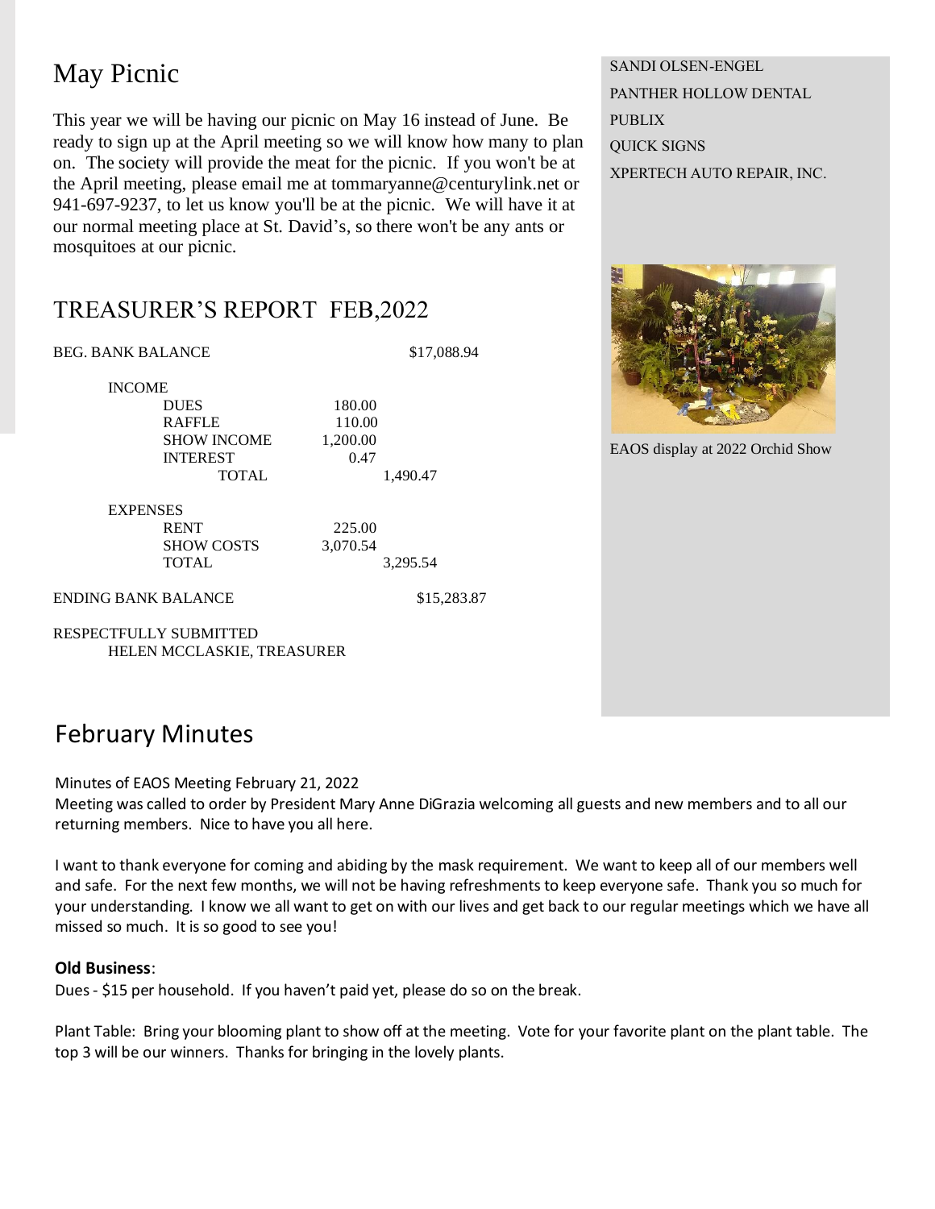# May Picnic

This year we will be having our picnic on May 16 instead of June. Be ready to sign up at the April meeting so we will know how many to plan on. The society will provide the meat for the picnic. If you won't be at the April meeting, please email me at tommaryanne@centurylink.net or 941-697-9237, to let us know you'll be at the picnic. We will have it at our normal meeting place at St. David's, so there won't be any ants or mosquitoes at our picnic.

# TREASURER'S REPORT FEB,2022

| | | | |
|---|---|---|---|
| BEG. BANK BALANCE | | | $17,088.94 |
| INCOME | | | |
| | DUES | 180.00 | |
| | RAFFLE | 110.00 | |
| | SHOW INCOME | 1,200.00 | |
| | INTEREST | 0.47 | |
| | TOTAL | | 1,490.47 |
| EXPENSES | | | |
| | RENT | 225.00 | |
| | SHOW COSTS | 3,070.54 | |
| | TOTAL | | 3,295.54 |
| ENDING BANK BALANCE | | | $15,283.87 |

RESPECTFULLY SUBMITTED
HELEN MCCLASKIE, TREASURER

SANDI OLSEN-ENGEL
PANTHER HOLLOW DENTAL
PUBLIX
QUICK SIGNS
XPERTECH AUTO REPAIR, INC.

EAOS display at 2022 Orchid Show

# February Minutes

Minutes of EAOS Meeting February 21, 2022

Meeting was called to order by President Mary Anne DiGrazia welcoming all guests and new members and to all our returning members. Nice to have you all here.

I want to thank everyone for coming and abiding by the mask requirement. We want to keep all of our members well and safe. For the next few months, we will not be having refreshments to keep everyone safe. Thank you so much for your understanding. I know we all want to get on with our lives and get back to our regular meetings which we have all missed so much. It is so good to see you!

**Old Business**:

Dues - $15 per household. If you haven't paid yet, please do so on the break.

Plant Table: Bring your blooming plant to show off at the meeting. Vote for your favorite plant on the plant table. The top 3 will be our winners. Thanks for bringing in the lovely plants.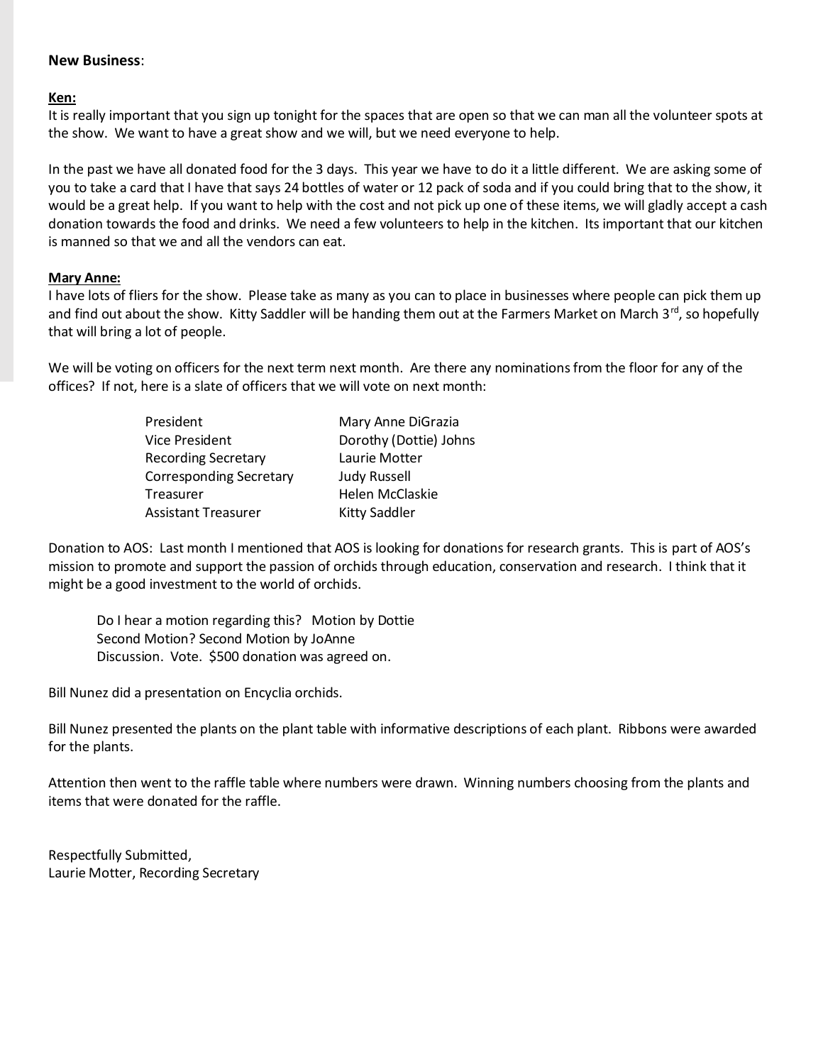**New Business**:

**Ken:**
It is really important that you sign up tonight for the spaces that are open so that we can man all the volunteer spots at the show. We want to have a great show and we will, but we need everyone to help.

In the past we have all donated food for the 3 days. This year we have to do it a little different. We are asking some of you to take a card that I have that says 24 bottles of water or 12 pack of soda and if you could bring that to the show, it would be a great help. If you want to help with the cost and not pick up one of these items, we will gladly accept a cash donation towards the food and drinks. We need a few volunteers to help in the kitchen. Its important that our kitchen is manned so that we and all the vendors can eat.

**Mary Anne:**
I have lots of fliers for the show. Please take as many as you can to place in businesses where people can pick them up and find out about the show. Kitty Saddler will be handing them out at the Farmers Market on March 3rd, so hopefully that will bring a lot of people.

We will be voting on officers for the next term next month. Are there any nominations from the floor for any of the offices? If not, here is a slate of officers that we will vote on next month:

| | |
|---|---|
| President | Mary Anne DiGrazia |
| Vice President | Dorothy (Dottie) Johns |
| Recording Secretary | Laurie Motter |
| Corresponding Secretary | Judy Russell |
| Treasurer | Helen McClaskie |
| Assistant Treasurer | Kitty Saddler |

Donation to AOS: Last month I mentioned that AOS is looking for donations for research grants. This is part of AOS's mission to promote and support the passion of orchids through education, conservation and research. I think that it might be a good investment to the world of orchids.

> Do I hear a motion regarding this? Motion by Dottie
> Second Motion? Second Motion by JoAnne
> Discussion. Vote. $500 donation was agreed on.

Bill Nunez did a presentation on Encyclia orchids.

Bill Nunez presented the plants on the plant table with informative descriptions of each plant. Ribbons were awarded for the plants.

Attention then went to the raffle table where numbers were drawn. Winning numbers choosing from the plants and items that were donated for the raffle.

Respectfully Submitted,
Laurie Motter, Recording Secretary